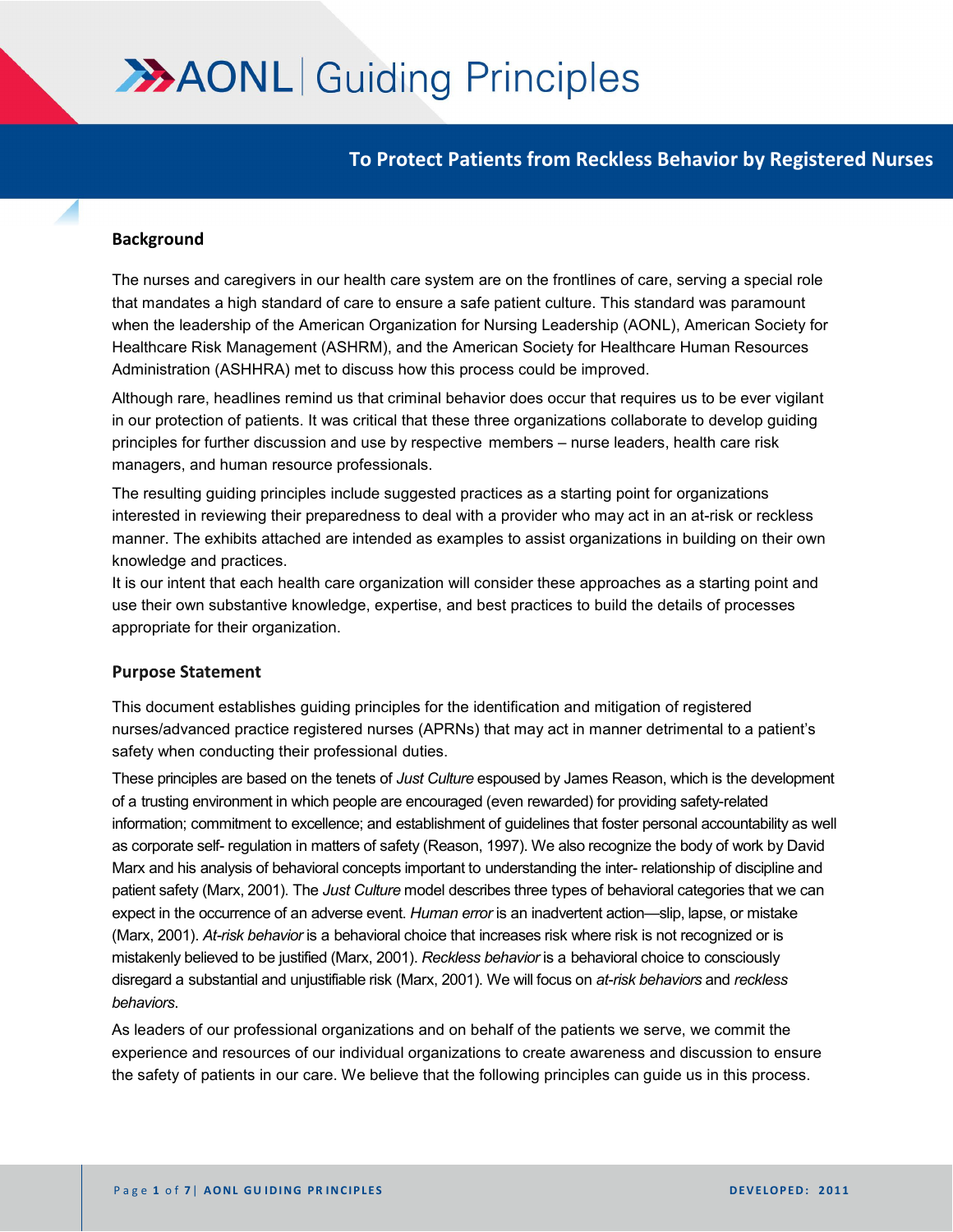# AONL | Guiding Principles

## To Protect Patients from Reckless Behavior by Registered Nurses

### Background

The nurses and caregivers in our health care system are on the frontlines of care, serving a special role that mandates a high standard of care to ensure a safe patient culture. This standard was paramount when the leadership of the American Organization for Nursing Leadership (AONL), American Society for Healthcare Risk Management (ASHRM), and the American Society for Healthcare Human Resources Administration (ASHHRA) met to discuss how this process could be improved.

Although rare, headlines remind us that criminal behavior does occur that requires us to be ever vigilant in our protection of patients. It was critical that these three organizations collaborate to develop guiding principles for further discussion and use by respective members – nurse leaders, health care risk managers, and human resource professionals.

The resulting guiding principles include suggested practices as a starting point for organizations interested in reviewing their preparedness to deal with a provider who may act in an at-risk or reckless manner. The exhibits attached are intended as examples to assist organizations in building on their own knowledge and practices.

It is our intent that each health care organization will consider these approaches as a starting point and use their own substantive knowledge, expertise, and best practices to build the details of processes appropriate for their organization.

### Purpose Statement

This document establishes guiding principles for the identification and mitigation of registered nurses/advanced practice registered nurses (APRNs) that may act in manner detrimental to a patient's safety when conducting their professional duties.

These principles are based on the tenets of *Just Culture* espoused by James Reason, which is the development of a trusting environment in which people are encouraged (even rewarded) for providing safety-related information; commitment to excellence; and establishment of guidelines that foster personal accountability as well as corporate self- regulation in matters of safety (Reason, 1997). We also recognize the body of work by David Marx and his analysis of behavioral concepts important to understanding the inter- relationship of discipline and patient safety (Marx, 2001). The *Just Culture* model describes three types of behavioral categories that we can expect in the occurrence of an adverse event. *Human error* is an inadvertent action—slip, lapse, or mistake (Marx, 2001). *At-risk behavior* is a behavioral choice that increases risk where risk is not recognized or is mistakenly believed to be justified (Marx, 2001). *Reckless behavior* is a behavioral choice to consciously disregard a substantial and unjustifiable risk (Marx, 2001). We will focus on *at-risk behaviors* and *reckless behaviors*.

As leaders of our professional organizations and on behalf of the patients we serve, we commit the experience and resources of our individual organizations to create awareness and discussion to ensure the safety of patients in our care. We believe that the following principles can guide us in this process.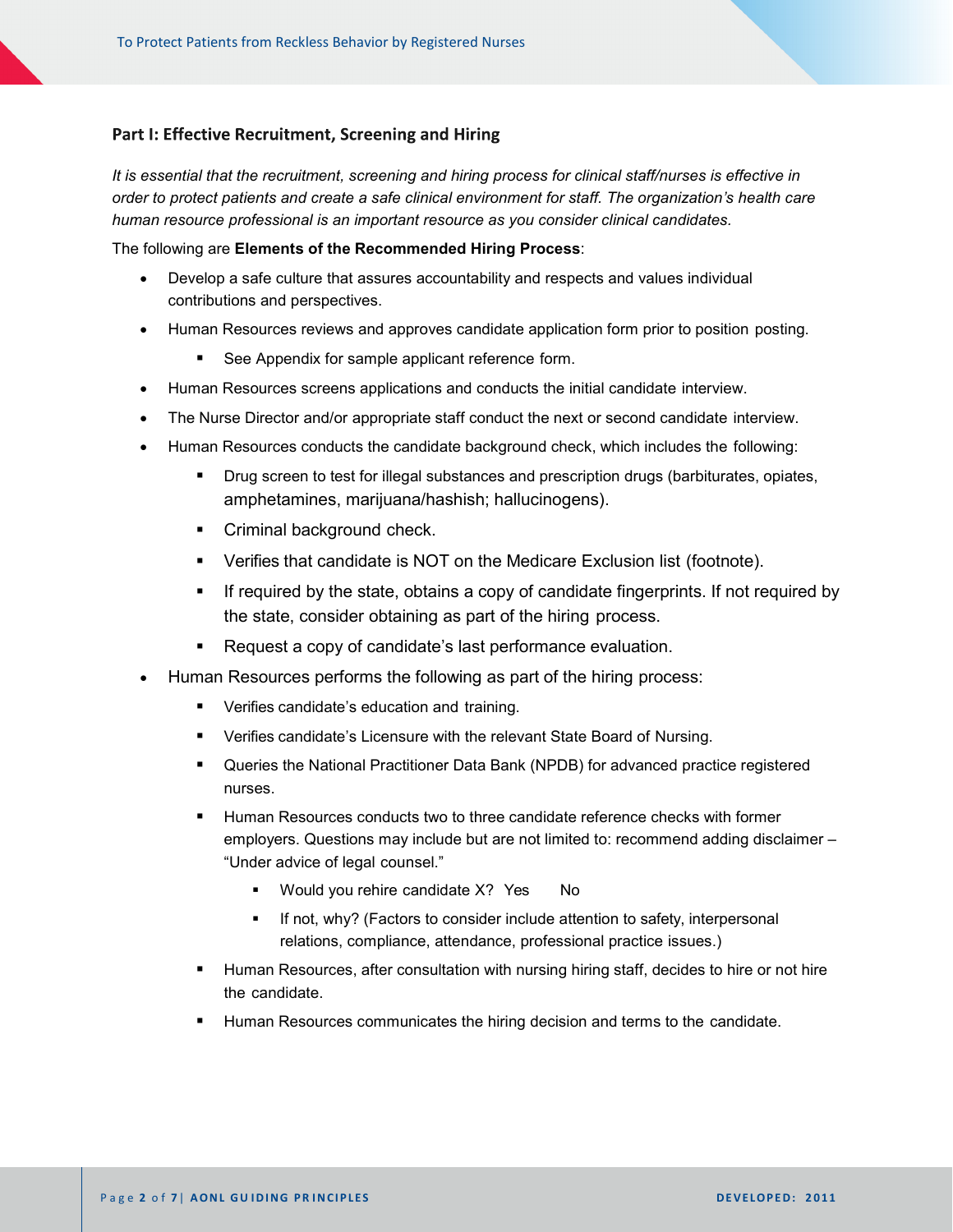## Part I: Effective Recruitment, Screening and Hiring

*It is essential that the recruitment, screening and hiring process for clinical staff/nurses is effective in order to protect patients and create a safe clinical environment for staff. The organization's health care human resource professional is an important resource as you consider clinical candidates.*

The following are **Elements of the Recommended Hiring Process**:

- Develop a safe culture that assures accountability and respects and values individual contributions and perspectives.
- Human Resources reviews and approves candidate application form prior to position posting.
  - See Appendix for sample applicant reference form.
- Human Resources screens applications and conducts the initial candidate interview.
- The Nurse Director and/or appropriate staff conduct the next or second candidate interview.
- Human Resources conducts the candidate background check, which includes the following:
  - Drug screen to test for illegal substances and prescription drugs (barbiturates, opiates, amphetamines, marijuana/hashish; hallucinogens).
  - Criminal background check.
  - Verifies that candidate is NOT on the Medicare Exclusion list (footnote).
  - If required by the state, obtains a copy of candidate fingerprints. If not required by the state, consider obtaining as part of the hiring process.
  - Request a copy of candidate's last performance evaluation.
- Human Resources performs the following as part of the hiring process:
  - Verifies candidate's education and training.
  - Verifies candidate's Licensure with the relevant State Board of Nursing.
  - Queries the National Practitioner Data Bank (NPDB) for advanced practice registered nurses.
  - Human Resources conducts two to three candidate reference checks with former employers. Questions may include but are not limited to: recommend adding disclaimer – "Under advice of legal counsel."
    - Would you rehire candidate X? Yes No
    - If not, why? (Factors to consider include attention to safety, interpersonal relations, compliance, attendance, professional practice issues.)
  - Human Resources, after consultation with nursing hiring staff, decides to hire or not hire the candidate.
  - Human Resources communicates the hiring decision and terms to the candidate.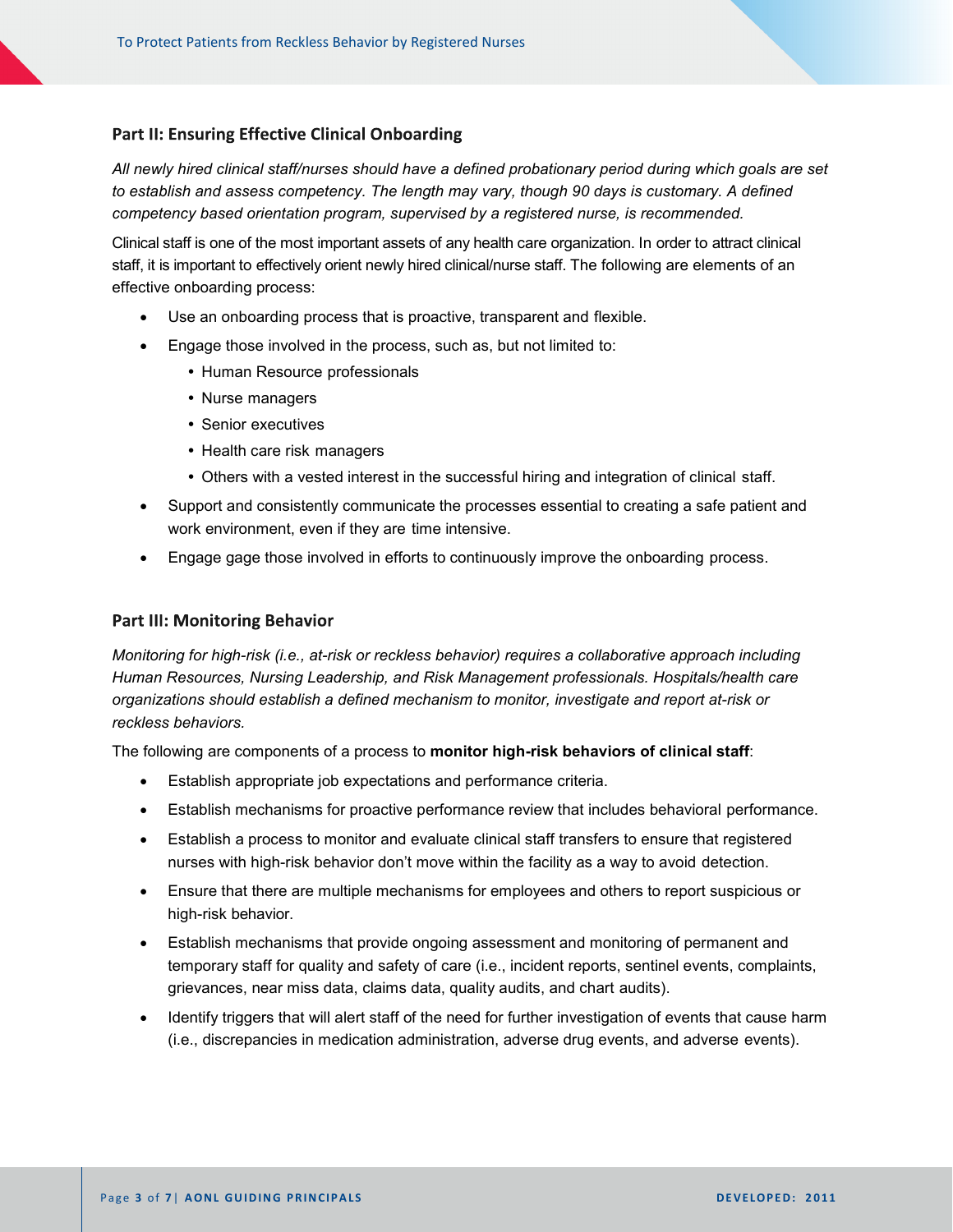## Part II: Ensuring Effective Clinical Onboarding

*All newly hired clinical staff/nurses should have a defined probationary period during which goals are set to establish and assess competency. The length may vary, though 90 days is customary. A defined competency based orientation program, supervised by a registered nurse, is recommended.*

Clinical staff is one of the most important assets of any health care organization. In order to attract clinical staff, it is important to effectively orient newly hired clinical/nurse staff. The following are elements of an effective onboarding process:

- Use an onboarding process that is proactive, transparent and flexible.
- Engage those involved in the process, such as, but not limited to:
  - Human Resource professionals
  - Nurse managers
  - Senior executives
  - Health care risk managers
  - Others with a vested interest in the successful hiring and integration of clinical staff.
- Support and consistently communicate the processes essential to creating a safe patient and work environment, even if they are time intensive.
- Engage gage those involved in efforts to continuously improve the onboarding process.

## Part III: Monitoring Behavior

*Monitoring for high-risk (i.e., at-risk or reckless behavior) requires a collaborative approach including Human Resources, Nursing Leadership, and Risk Management professionals. Hospitals/health care organizations should establish a defined mechanism to monitor, investigate and report at-risk or reckless behaviors.*

The following are components of a process to **monitor high-risk behaviors of clinical staff**:

- Establish appropriate job expectations and performance criteria.
- Establish mechanisms for proactive performance review that includes behavioral performance.
- Establish a process to monitor and evaluate clinical staff transfers to ensure that registered nurses with high-risk behavior don't move within the facility as a way to avoid detection.
- Ensure that there are multiple mechanisms for employees and others to report suspicious or high-risk behavior.
- Establish mechanisms that provide ongoing assessment and monitoring of permanent and temporary staff for quality and safety of care (i.e., incident reports, sentinel events, complaints, grievances, near miss data, claims data, quality audits, and chart audits).
- Identify triggers that will alert staff of the need for further investigation of events that cause harm (i.e., discrepancies in medication administration, adverse drug events, and adverse events).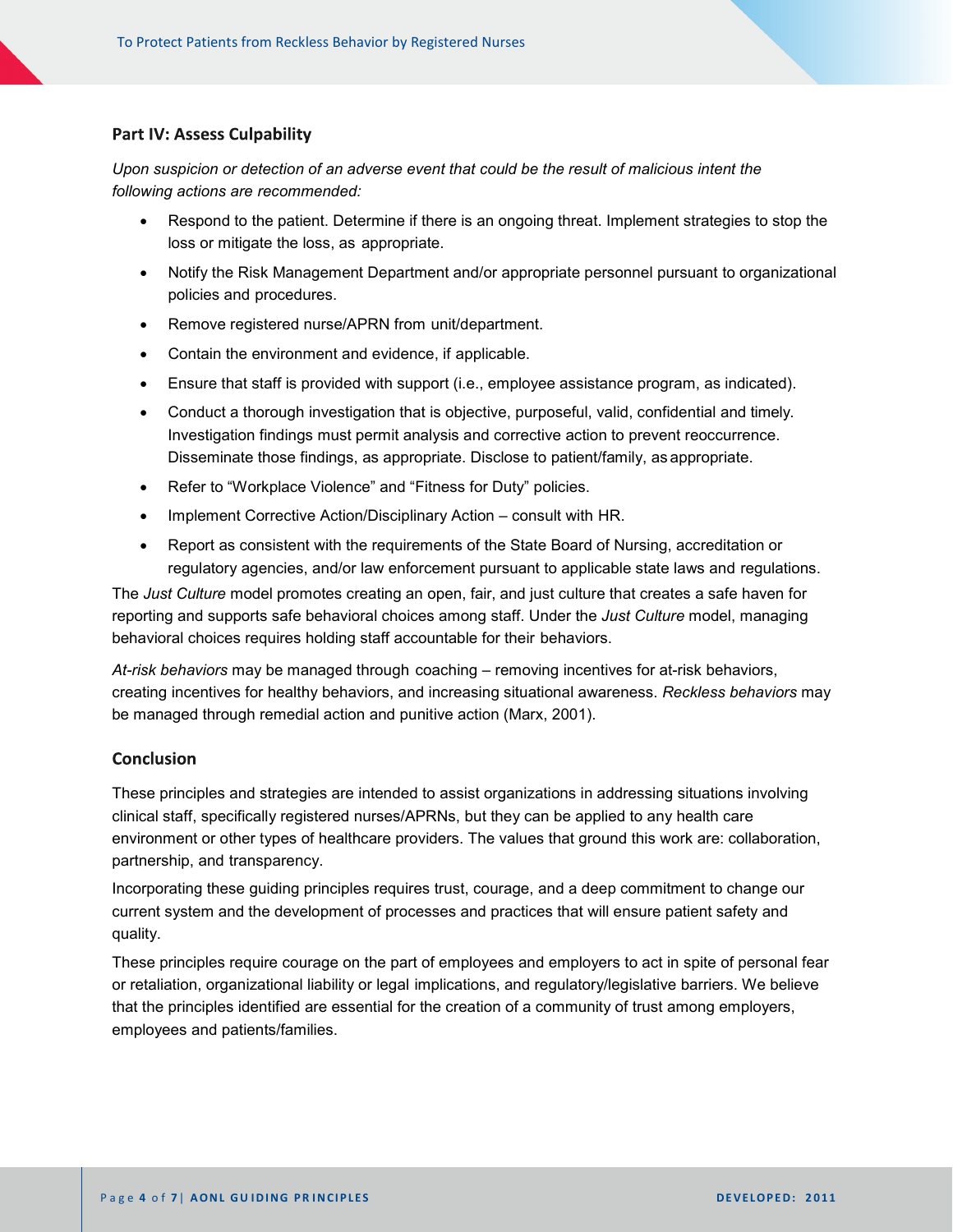## Part IV: Assess Culpability

*Upon suspicion or detection of an adverse event that could be the result of malicious intent the following actions are recommended:*

- Respond to the patient. Determine if there is an ongoing threat. Implement strategies to stop the loss or mitigate the loss, as appropriate.
- Notify the Risk Management Department and/or appropriate personnel pursuant to organizational policies and procedures.
- Remove registered nurse/APRN from unit/department.
- Contain the environment and evidence, if applicable.
- Ensure that staff is provided with support (i.e., employee assistance program, as indicated).
- Conduct a thorough investigation that is objective, purposeful, valid, confidential and timely. Investigation findings must permit analysis and corrective action to prevent reoccurrence. Disseminate those findings, as appropriate. Disclose to patient/family, as appropriate.
- Refer to "Workplace Violence" and "Fitness for Duty" policies.
- Implement Corrective Action/Disciplinary Action – consult with HR.
- Report as consistent with the requirements of the State Board of Nursing, accreditation or regulatory agencies, and/or law enforcement pursuant to applicable state laws and regulations.

The *Just Culture* model promotes creating an open, fair, and just culture that creates a safe haven for reporting and supports safe behavioral choices among staff. Under the *Just Culture* model, managing behavioral choices requires holding staff accountable for their behaviors.

*At-risk behaviors* may be managed through coaching – removing incentives for at-risk behaviors, creating incentives for healthy behaviors, and increasing situational awareness. *Reckless behaviors* may be managed through remedial action and punitive action (Marx, 2001).

## Conclusion

These principles and strategies are intended to assist organizations in addressing situations involving clinical staff, specifically registered nurses/APRNs, but they can be applied to any health care environment or other types of healthcare providers. The values that ground this work are: collaboration, partnership, and transparency.

Incorporating these guiding principles requires trust, courage, and a deep commitment to change our current system and the development of processes and practices that will ensure patient safety and quality.

These principles require courage on the part of employees and employers to act in spite of personal fear or retaliation, organizational liability or legal implications, and regulatory/legislative barriers. We believe that the principles identified are essential for the creation of a community of trust among employers, employees and patients/families.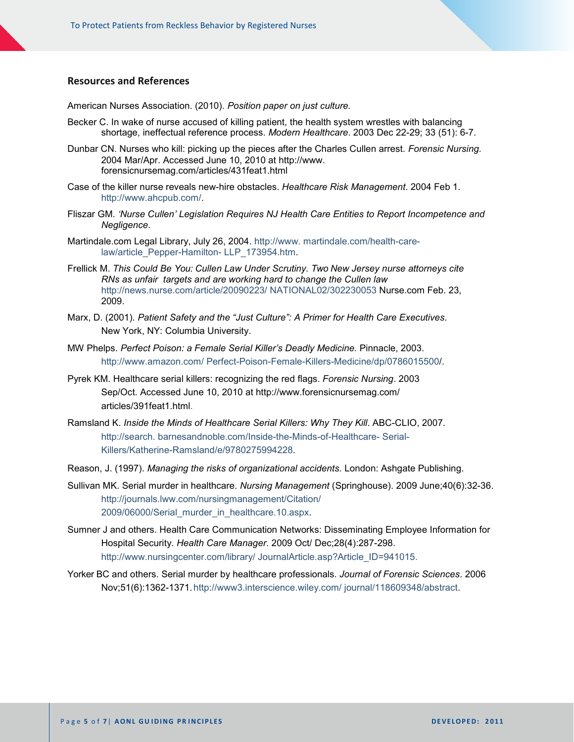## Resources and References

American Nurses Association. (2010). *Position paper on just culture.*

Becker C. In wake of nurse accused of killing patient, the health system wrestles with balancing shortage, ineffectual reference process. *Modern Healthcare*. 2003 Dec 22-29; 33 (51): 6-7.

Dunbar CN. Nurses who kill: picking up the pieces after the Charles Cullen arrest. *Forensic Nursing*. 2004 Mar/Apr. Accessed June 10, 2010 at http://www. forensicnursemag.com/articles/431feat1.html

Case of the killer nurse reveals new-hire obstacles. *Healthcare Risk Management*. 2004 Feb 1. http://www.ahcpub.com/.

Fliszar GM. *'Nurse Cullen' Legislation Requires NJ Health Care Entities to Report Incompetence and Negligence*.

Martindale.com Legal Library, July 26, 2004. http://www. martindale.com/health-care-law/article_Pepper-Hamilton- LLP_173954.htm.

Frellick M. *This Could Be You: Cullen Law Under Scrutiny. Two New Jersey nurse attorneys cite RNs as unfair targets and are working hard to change the Cullen law* http://news.nurse.com/article/20090223/ NATIONAL02/302230053 Nurse.com Feb. 23, 2009.

Marx, D. (2001). *Patient Safety and the "Just Culture": A Primer for Health Care Executives*. New York, NY: Columbia University.

MW Phelps. *Perfect Poison: a Female Serial Killer's Deadly Medicine.* Pinnacle, 2003. http://www.amazon.com/ Perfect-Poison-Female-Killers-Medicine/dp/0786015500/.

Pyrek KM. Healthcare serial killers: recognizing the red flags. *Forensic Nursing*. 2003 Sep/Oct. Accessed June 10, 2010 at http://www.forensicnursemag.com/ articles/391feat1.html.

Ramsland K. *Inside the Minds of Healthcare Serial Killers: Why They Kill*. ABC-CLIO, 2007. http://search. barnesandnoble.com/Inside-the-Minds-of-Healthcare- Serial-Killers/Katherine-Ramsland/e/9780275994228.

Reason, J. (1997). *Managing the risks of organizational accidents.* London: Ashgate Publishing.

Sullivan MK. Serial murder in healthcare. *Nursing Management* (Springhouse). 2009 June;40(6):32-36. http://journals.lww.com/nursingmanagement/Citation/ 2009/06000/Serial_murder_in_healthcare.10.aspx.

Sumner J and others. Health Care Communication Networks: Disseminating Employee Information for Hospital Security. *Health Care Manager*. 2009 Oct/ Dec;28(4):287-298. http://www.nursingcenter.com/library/ JournalArticle.asp?Article_ID=941015.

Yorker BC and others. Serial murder by healthcare professionals. *Journal of Forensic Sciences*. 2006 Nov;51(6):1362-1371. http://www3.interscience.wiley.com/ journal/118609348/abstract.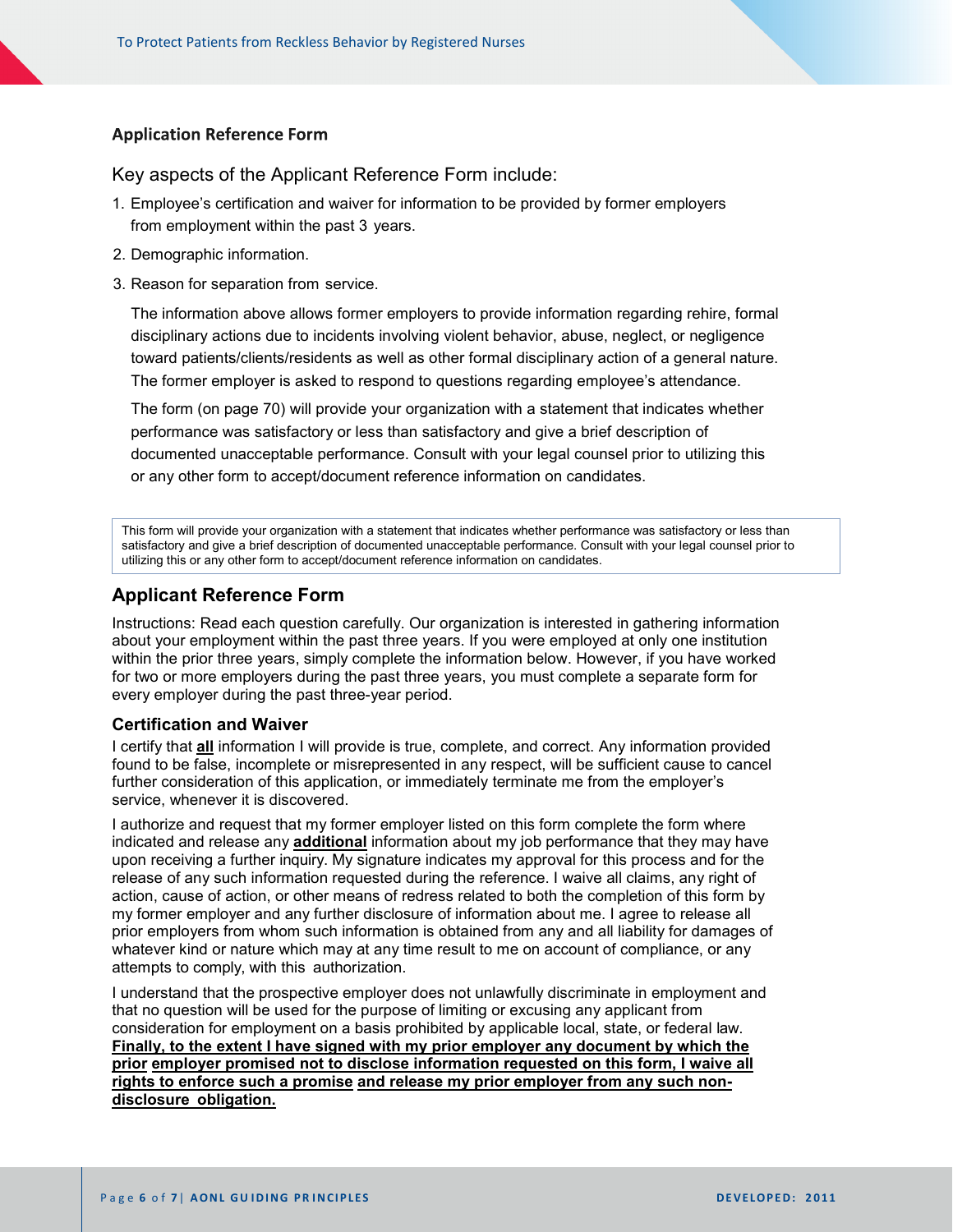### Application Reference Form

Key aspects of the Applicant Reference Form include:

1. Employee's certification and waiver for information to be provided by former employers from employment within the past 3 years.
2. Demographic information.
3. Reason for separation from service.

   The information above allows former employers to provide information regarding rehire, formal disciplinary actions due to incidents involving violent behavior, abuse, neglect, or negligence toward patients/clients/residents as well as other formal disciplinary action of a general nature. The former employer is asked to respond to questions regarding employee's attendance.

   The form (on page 70) will provide your organization with a statement that indicates whether performance was satisfactory or less than satisfactory and give a brief description of documented unacceptable performance. Consult with your legal counsel prior to utilizing this or any other form to accept/document reference information on candidates.

> This form will provide your organization with a statement that indicates whether performance was satisfactory or less than satisfactory and give a brief description of documented unacceptable performance. Consult with your legal counsel prior to utilizing this or any other form to accept/document reference information on candidates.

## Applicant Reference Form

Instructions: Read each question carefully. Our organization is interested in gathering information about your employment within the past three years. If you were employed at only one institution within the prior three years, simply complete the information below. However, if you have worked for two or more employers during the past three years, you must complete a separate form for every employer during the past three-year period.

### Certification and Waiver

I certify that **all** information I will provide is true, complete, and correct. Any information provided found to be false, incomplete or misrepresented in any respect, will be sufficient cause to cancel further consideration of this application, or immediately terminate me from the employer's service, whenever it is discovered.

I authorize and request that my former employer listed on this form complete the form where indicated and release any **additional** information about my job performance that they may have upon receiving a further inquiry. My signature indicates my approval for this process and for the release of any such information requested during the reference. I waive all claims, any right of action, cause of action, or other means of redress related to both the completion of this form by my former employer and any further disclosure of information about me. I agree to release all prior employers from whom such information is obtained from any and all liability for damages of whatever kind or nature which may at any time result to me on account of compliance, or any attempts to comply, with this authorization.

I understand that the prospective employer does not unlawfully discriminate in employment and that no question will be used for the purpose of limiting or excusing any applicant from consideration for employment on a basis prohibited by applicable local, state, or federal law. **Finally, to the extent I have signed with my prior employer any document by which the prior employer promised not to disclose information requested on this form, I waive all rights to enforce such a promise and release my prior employer from any such non-disclosure obligation.**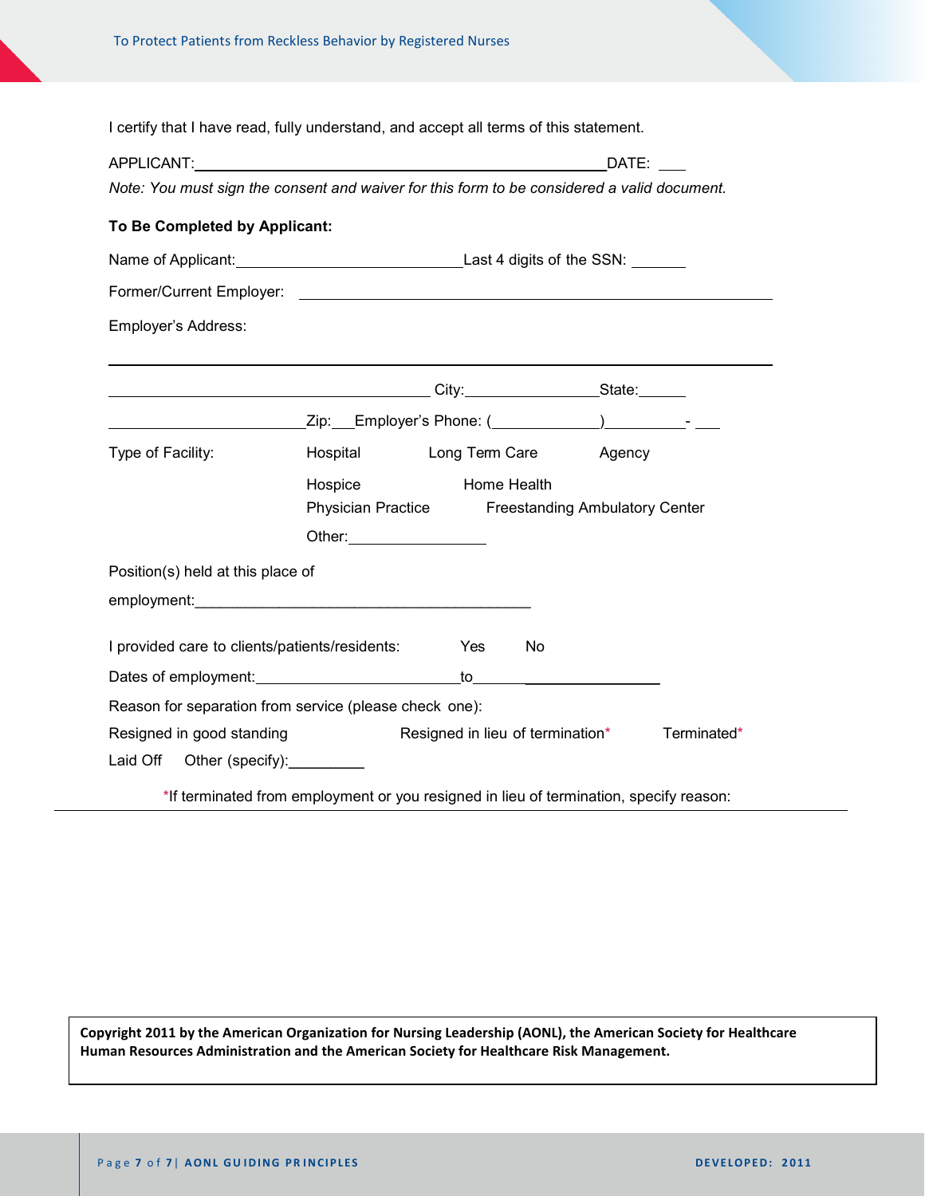I certify that I have read, fully understand, and accept all terms of this statement.

APPLICANT:_______________________________________________DATE: ___

*Note: You must sign the consent and waiver for this form to be considered a valid document.*

**To Be Completed by Applicant:**

Name of Applicant:__________________________Last 4 digits of the SSN: ______

Former/Current Employer: _______________________________________________________

Employer's Address:

_____________________________________________________________________________

_____________________________________ City:_______________State:______

_______________________Zip:___Employer's Phone: (____________)_________- ___

Type of Facility: Hospital Long Term Care Agency

Hospice Home Health

Physician Practice Freestanding Ambulatory Center

Other:________________

Position(s) held at this place of employment:_______________________________________

I provided care to clients/patients/residents: Yes No

Dates of employment:________________________to_______________________

Reason for separation from service (please check one):

Resigned in good standing Resigned in lieu of termination* Terminated*

Laid Off Other (specify):_________

*If terminated from employment or you resigned in lieu of termination, specify reason:

_____________________________________________________________________________

**Copyright 2011 by the American Organization for Nursing Leadership (AONL), the American Society for Healthcare Human Resources Administration and the American Society for Healthcare Risk Management.**